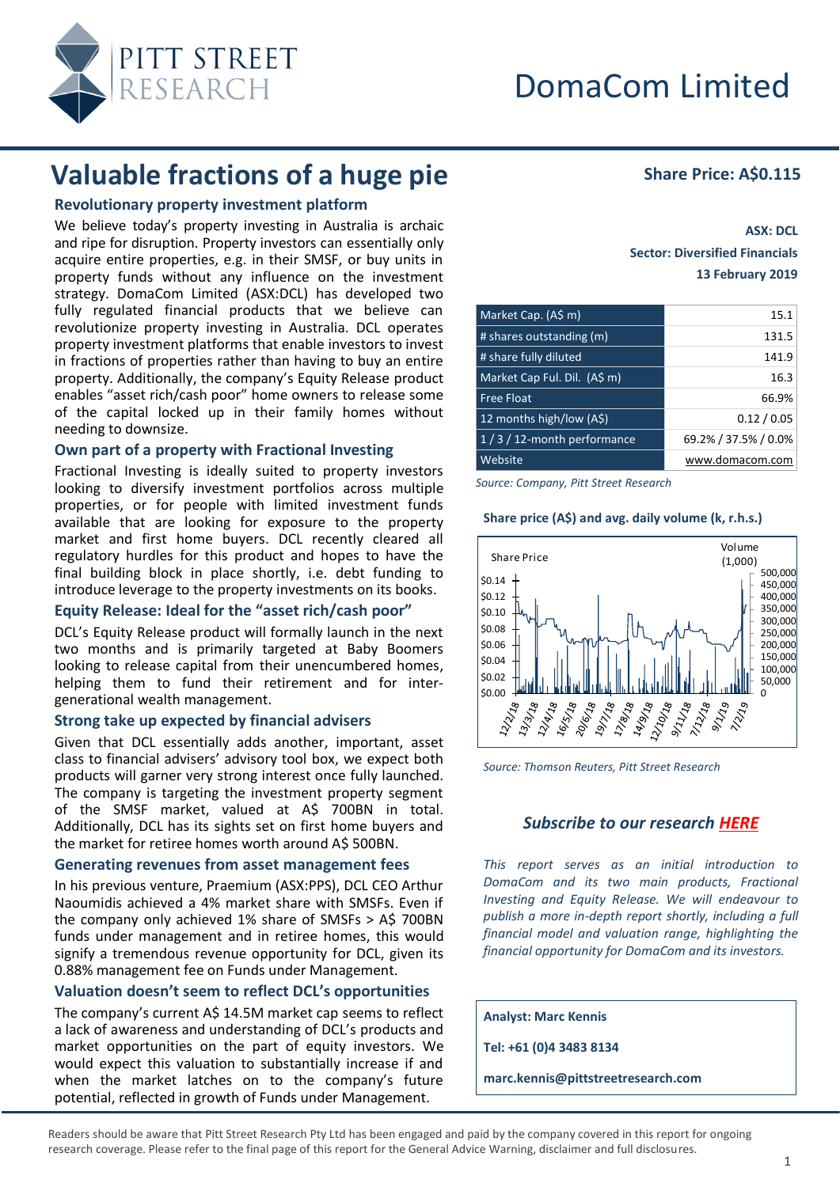# DomaCom Limited

## Valuable fractions of a huge pie

**Share Price: A$0.115**

**ASX: DCL**
**Sector: Diversified Financials**
**13 February 2019**

### Revolutionary property investment platform

We believe today's property investing in Australia is archaic and ripe for disruption. Property investors can essentially only acquire entire properties, e.g. in their SMSF, or buy units in property funds without any influence on the investment strategy. DomaCom Limited (ASX:DCL) has developed two fully regulated financial products that we believe can revolutionize property investing in Australia. DCL operates property investment platforms that enable investors to invest in fractions of properties rather than having to buy an entire property. Additionally, the company's Equity Release product enables "asset rich/cash poor" home owners to release some of the capital locked up in their family homes without needing to downsize.

### Own part of a property with Fractional Investing

Fractional Investing is ideally suited to property investors looking to diversify investment portfolios across multiple properties, or for people with limited investment funds available that are looking for exposure to the property market and first home buyers. DCL recently cleared all regulatory hurdles for this product and hopes to have the final building block in place shortly, i.e. debt funding to introduce leverage to the property investments on its books.

### Equity Release: Ideal for the "asset rich/cash poor"

DCL's Equity Release product will formally launch in the next two months and is primarily targeted at Baby Boomers looking to release capital from their unencumbered homes, helping them to fund their retirement and for inter-generational wealth management.

### Strong take up expected by financial advisers

Given that DCL essentially adds another, important, asset class to financial advisers' advisory tool box, we expect both products will garner very strong interest once fully launched. The company is targeting the investment property segment of the SMSF market, valued at A$ 700BN in total. Additionally, DCL has its sights set on first home buyers and the market for retiree homes worth around A$ 500BN.

### Generating revenues from asset management fees

In his previous venture, Praemium (ASX:PPS), DCL CEO Arthur Naoumidis achieved a 4% market share with SMSFs. Even if the company only achieved 1% share of SMSFs > A$ 700BN funds under management and in retiree homes, this would signify a tremendous revenue opportunity for DCL, given its 0.88% management fee on Funds under Management.

### Valuation doesn't seem to reflect DCL's opportunities

The company's current A$ 14.5M market cap seems to reflect a lack of awareness and understanding of DCL's products and market opportunities on the part of equity investors. We would expect this valuation to substantially increase if and when the market latches on to the company's future potential, reflected in growth of Funds under Management.

| | |
|---|---|
| Market Cap. (A$ m) | 15.1 |
| # shares outstanding (m) | 131.5 |
| # share fully diluted | 141.9 |
| Market Cap Ful. Dil. (A$ m) | 16.3 |
| Free Float | 66.9% |
| 12 months high/low (A$) | 0.12 / 0.05 |
| 1 / 3 / 12-month performance | 69.2% / 37.5% / 0.0% |
| Website | www.domacom.com |

*Source: Company, Pitt Street Research*

**Share price (A$) and avg. daily volume (k, r.h.s.)**

*Source: Thomson Reuters, Pitt Street Research*

***Subscribe to our research HERE***

*This report serves as an initial introduction to DomaCom and its two main products, Fractional Investing and Equity Release. We will endeavour to publish a more in-depth report shortly, including a full financial model and valuation range, highlighting the financial opportunity for DomaCom and its investors.*

**Analyst: Marc Kennis**

**Tel: +61 (0)4 3483 8134**

**marc.kennis@pittstreetresearch.com**

Readers should be aware that Pitt Street Research Pty Ltd has been engaged and paid by the company covered in this report for ongoing research coverage. Please refer to the final page of this report for the General Advice Warning, disclaimer and full disclosures.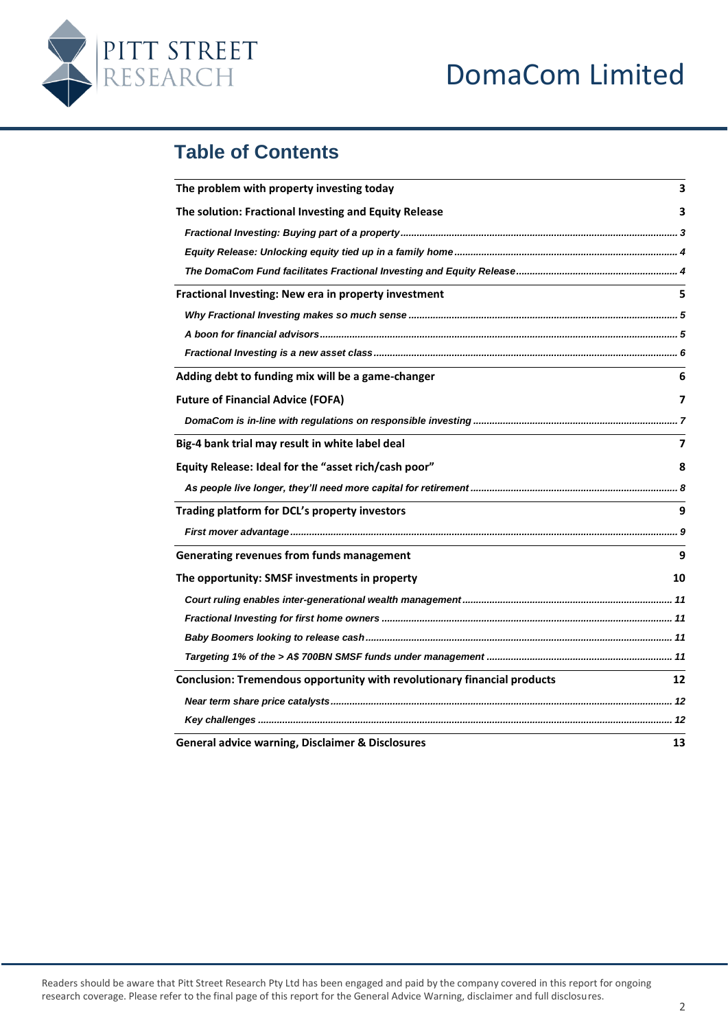## Table of Contents

| | |
|---|---|
| **The problem with property investing today** | **3** |
| **The solution: Fractional Investing and Equity Release** | **3** |
| *Fractional Investing: Buying part of a property* | *3* |
| *Equity Release: Unlocking equity tied up in a family home* | *4* |
| *The DomaCom Fund facilitates Fractional Investing and Equity Release* | *4* |
| **Fractional Investing: New era in property investment** | **5** |
| *Why Fractional Investing makes so much sense* | *5* |
| *A boon for financial advisors* | *5* |
| *Fractional Investing is a new asset class* | *6* |
| **Adding debt to funding mix will be a game-changer** | **6** |
| **Future of Financial Advice (FOFA)** | **7** |
| *DomaCom is in-line with regulations on responsible investing* | *7* |
| **Big-4 bank trial may result in white label deal** | **7** |
| **Equity Release: Ideal for the "asset rich/cash poor"** | **8** |
| *As people live longer, they'll need more capital for retirement* | *8* |
| **Trading platform for DCL's property investors** | **9** |
| *First mover advantage* | *9* |
| **Generating revenues from funds management** | **9** |
| **The opportunity: SMSF investments in property** | **10** |
| *Court ruling enables inter-generational wealth management* | *11* |
| *Fractional Investing for first home owners* | *11* |
| *Baby Boomers looking to release cash* | *11* |
| *Targeting 1% of the > A$ 700BN SMSF funds under management* | *11* |
| **Conclusion: Tremendous opportunity with revolutionary financial products** | **12** |
| *Near term share price catalysts* | *12* |
| *Key challenges* | *12* |
| **General advice warning, Disclaimer & Disclosures** | **13** |

Readers should be aware that Pitt Street Research Pty Ltd has been engaged and paid by the company covered in this report for ongoing research coverage. Please refer to the final page of this report for the General Advice Warning, disclaimer and full disclosures.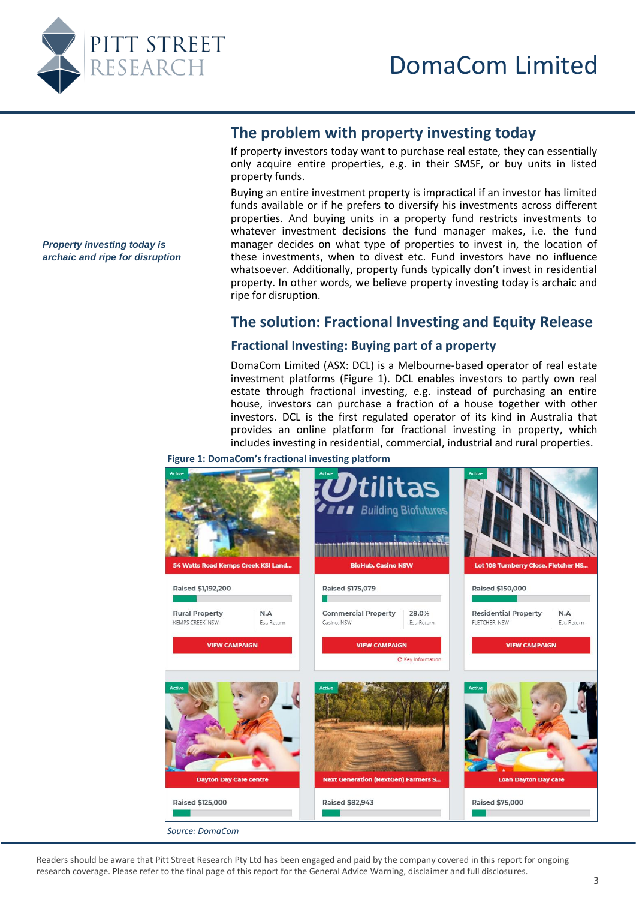## The problem with property investing today

*Property investing today is archaic and ripe for disruption*

If property investors today want to purchase real estate, they can essentially only acquire entire properties, e.g. in their SMSF, or buy units in listed property funds.

Buying an entire investment property is impractical if an investor has limited funds available or if he prefers to diversify his investments across different properties. And buying units in a property fund restricts investments to whatever investment decisions the fund manager makes, i.e. the fund manager decides on what type of properties to invest in, the location of these investments, when to divest etc. Fund investors have no influence whatsoever. Additionally, property funds typically don't invest in residential property. In other words, we believe property investing today is archaic and ripe for disruption.

## The solution: Fractional Investing and Equity Release

### Fractional Investing: Buying part of a property

DomaCom Limited (ASX: DCL) is a Melbourne-based operator of real estate investment platforms (Figure 1). DCL enables investors to partly own real estate through fractional investing, e.g. instead of purchasing an entire house, investors can purchase a fraction of a house together with other investors. DCL is the first regulated operator of its kind in Australia that provides an online platform for fractional investing in property, which includes investing in residential, commercial, industrial and rural properties.

**Figure 1: DomaCom's fractional investing platform**

*Source: DomaCom*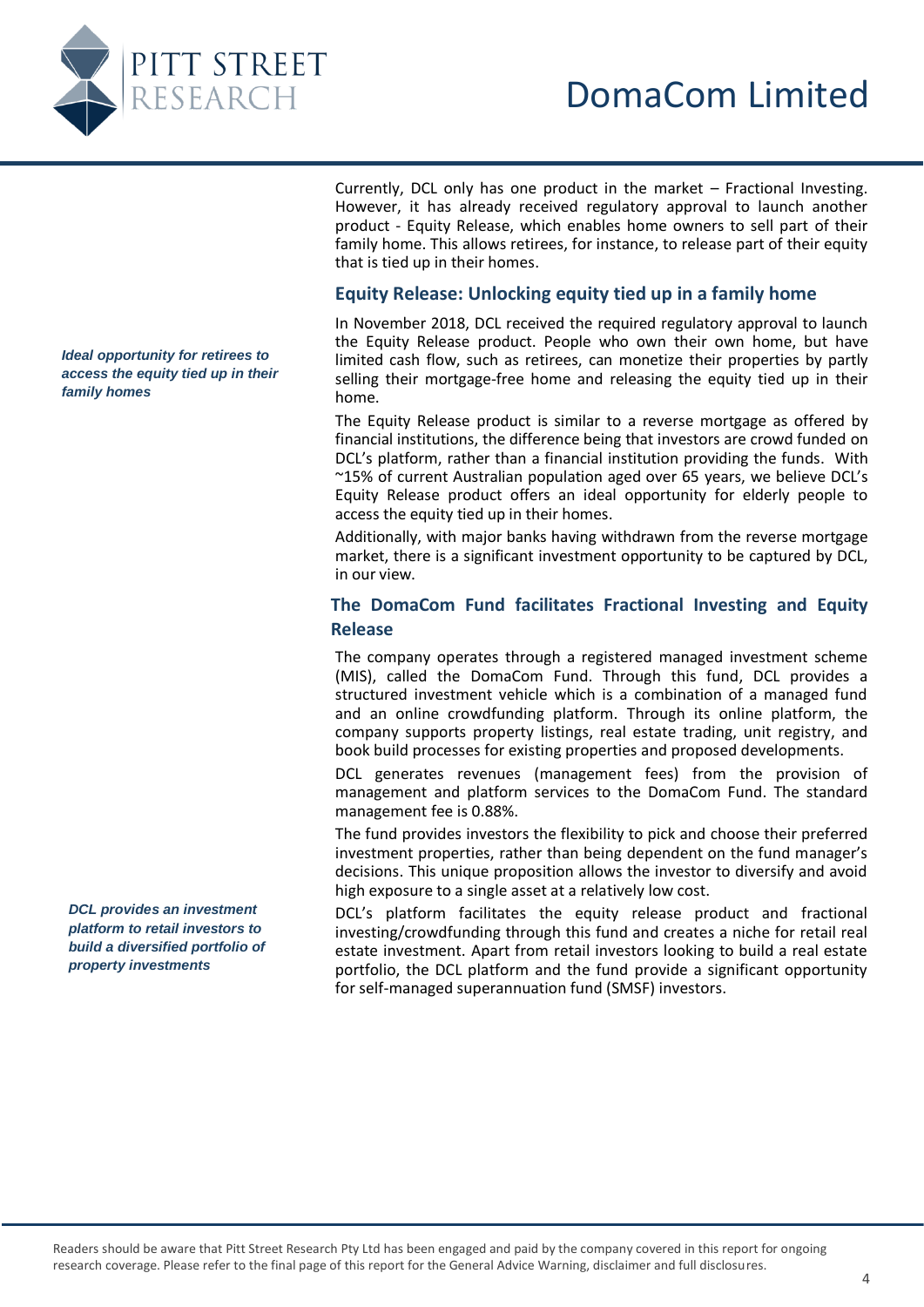Currently, DCL only has one product in the market – Fractional Investing. However, it has already received regulatory approval to launch another product - Equity Release, which enables home owners to sell part of their family home. This allows retirees, for instance, to release part of their equity that is tied up in their homes.

## Equity Release: Unlocking equity tied up in a family home

*Ideal opportunity for retirees to access the equity tied up in their family homes*

In November 2018, DCL received the required regulatory approval to launch the Equity Release product. People who own their own home, but have limited cash flow, such as retirees, can monetize their properties by partly selling their mortgage-free home and releasing the equity tied up in their home.

The Equity Release product is similar to a reverse mortgage as offered by financial institutions, the difference being that investors are crowd funded on DCL's platform, rather than a financial institution providing the funds. With ~15% of current Australian population aged over 65 years, we believe DCL's Equity Release product offers an ideal opportunity for elderly people to access the equity tied up in their homes.

Additionally, with major banks having withdrawn from the reverse mortgage market, there is a significant investment opportunity to be captured by DCL, in our view.

## The DomaCom Fund facilitates Fractional Investing and Equity Release

The company operates through a registered managed investment scheme (MIS), called the DomaCom Fund. Through this fund, DCL provides a structured investment vehicle which is a combination of a managed fund and an online crowdfunding platform. Through its online platform, the company supports property listings, real estate trading, unit registry, and book build processes for existing properties and proposed developments.

DCL generates revenues (management fees) from the provision of management and platform services to the DomaCom Fund. The standard management fee is 0.88%.

The fund provides investors the flexibility to pick and choose their preferred investment properties, rather than being dependent on the fund manager's decisions. This unique proposition allows the investor to diversify and avoid high exposure to a single asset at a relatively low cost.

*DCL provides an investment platform to retail investors to build a diversified portfolio of property investments*

DCL's platform facilitates the equity release product and fractional investing/crowdfunding through this fund and creates a niche for retail real estate investment. Apart from retail investors looking to build a real estate portfolio, the DCL platform and the fund provide a significant opportunity for self-managed superannuation fund (SMSF) investors.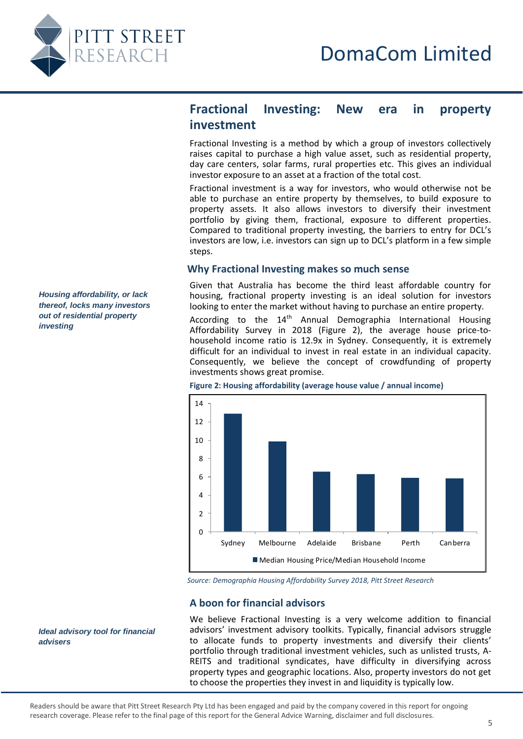## Fractional Investing: New era in property investment

Fractional Investing is a method by which a group of investors collectively raises capital to purchase a high value asset, such as residential property, day care centers, solar farms, rural properties etc. This gives an individual investor exposure to an asset at a fraction of the total cost.

Fractional investment is a way for investors, who would otherwise not be able to purchase an entire property by themselves, to build exposure to property assets. It also allows investors to diversify their investment portfolio by giving them, fractional, exposure to different properties. Compared to traditional property investing, the barriers to entry for DCL's investors are low, i.e. investors can sign up to DCL's platform in a few simple steps.

### Why Fractional Investing makes so much sense

***Housing affordability, or lack thereof, locks many investors out of residential property investing***

Given that Australia has become the third least affordable country for housing, fractional property investing is an ideal solution for investors looking to enter the market without having to purchase an entire property.

According to the 14th Annual Demographia International Housing Affordability Survey in 2018 (Figure 2), the average house price-to-household income ratio is 12.9x in Sydney. Consequently, it is extremely difficult for an individual to invest in real estate in an individual capacity. Consequently, we believe the concept of crowdfunding of property investments shows great promise.

**Figure 2: Housing affordability (average house value / annual income)**

| | Median Housing Price/Median Household Income |
|---|---|
| Sydney | 12.9 |
| Melbourne | 9.9 |
| Adelaide | 6.6 |
| Brisbane | 6.3 |
| Perth | 5.9 |
| Canberra | 5.8 |

*Source: Demographia Housing Affordability Survey 2018, Pitt Street Research*

### A boon for financial advisors

***Ideal advisory tool for financial advisers***

We believe Fractional Investing is a very welcome addition to financial advisors' investment advisory toolkits. Typically, financial advisors struggle to allocate funds to property investments and diversify their clients' portfolio through traditional investment vehicles, such as unlisted trusts, A-REITS and traditional syndicates, have difficulty in diversifying across property types and geographic locations. Also, property investors do not get to choose the properties they invest in and liquidity is typically low.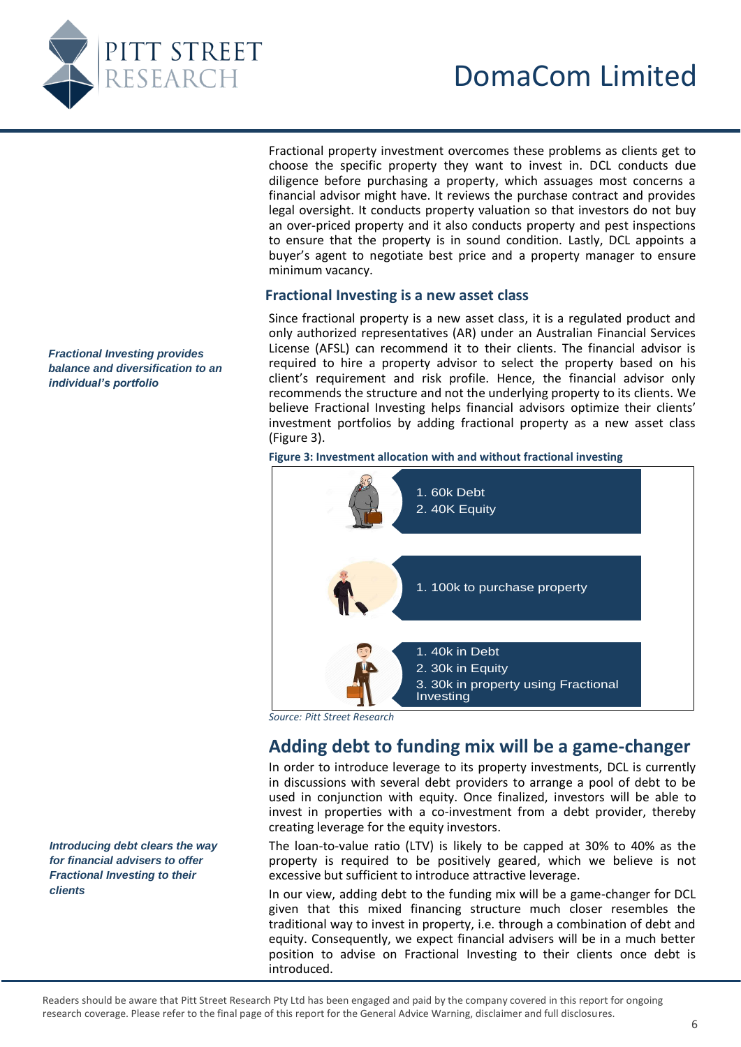Fractional property investment overcomes these problems as clients get to choose the specific property they want to invest in. DCL conducts due diligence before purchasing a property, which assuages most concerns a financial advisor might have. It reviews the purchase contract and provides legal oversight. It conducts property valuation so that investors do not buy an over-priced property and it also conducts property and pest inspections to ensure that the property is in sound condition. Lastly, DCL appoints a buyer's agent to negotiate best price and a property manager to ensure minimum vacancy.

### Fractional Investing is a new asset class

*Fractional Investing provides balance and diversification to an individual's portfolio*

Since fractional property is a new asset class, it is a regulated product and only authorized representatives (AR) under an Australian Financial Services License (AFSL) can recommend it to their clients. The financial advisor is required to hire a property advisor to select the property based on his client's requirement and risk profile. Hence, the financial advisor only recommends the structure and not the underlying property to its clients. We believe Fractional Investing helps financial advisors optimize their clients' investment portfolios by adding fractional property as a new asset class (Figure 3).

**Figure 3: Investment allocation with and without fractional investing**

1. 60k Debt
2. 40K Equity

1. 100k to purchase property

1. 40k in Debt
2. 30k in Equity
3. 30k in property using Fractional Investing

*Source: Pitt Street Research*

## Adding debt to funding mix will be a game-changer

In order to introduce leverage to its property investments, DCL is currently in discussions with several debt providers to arrange a pool of debt to be used in conjunction with equity. Once finalized, investors will be able to invest in properties with a co-investment from a debt provider, thereby creating leverage for the equity investors.

*Introducing debt clears the way for financial advisers to offer Fractional Investing to their clients*

The loan-to-value ratio (LTV) is likely to be capped at 30% to 40% as the property is required to be positively geared, which we believe is not excessive but sufficient to introduce attractive leverage.

In our view, adding debt to the funding mix will be a game-changer for DCL given that this mixed financing structure much closer resembles the traditional way to invest in property, i.e. through a combination of debt and equity. Consequently, we expect financial advisers will be in a much better position to advise on Fractional Investing to their clients once debt is introduced.

Readers should be aware that Pitt Street Research Pty Ltd has been engaged and paid by the company covered in this report for ongoing research coverage. Please refer to the final page of this report for the General Advice Warning, disclaimer and full disclosures.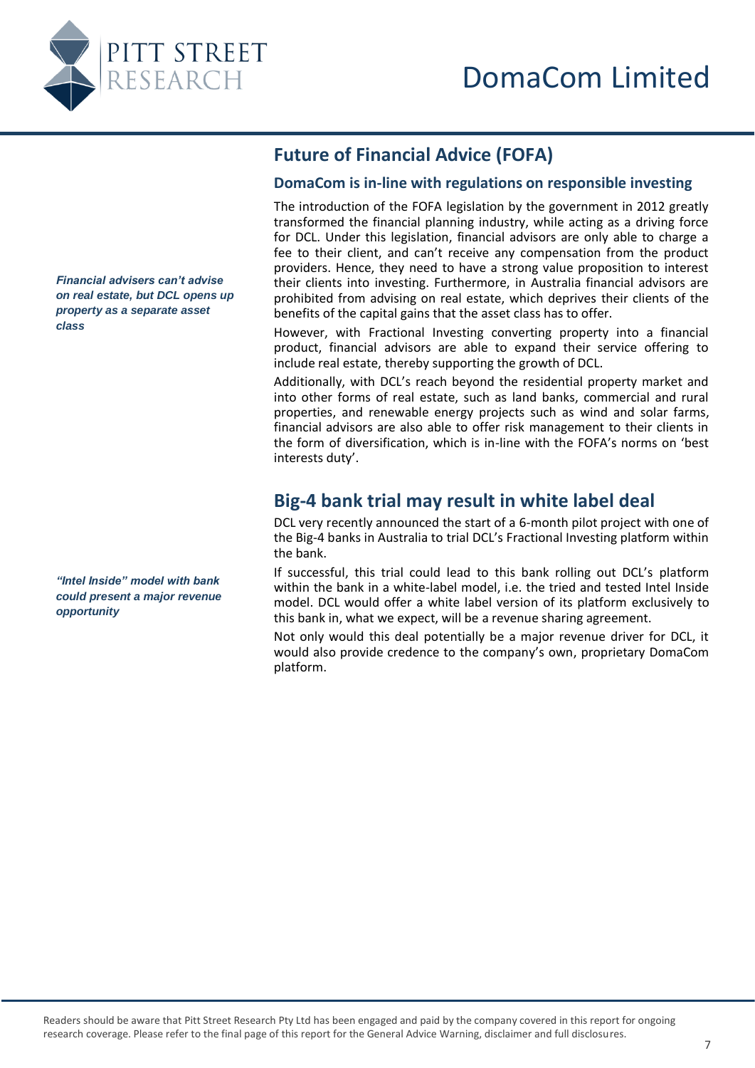## Future of Financial Advice (FOFA)

### DomaCom is in-line with regulations on responsible investing

*Financial advisers can't advise on real estate, but DCL opens up property as a separate asset class*

The introduction of the FOFA legislation by the government in 2012 greatly transformed the financial planning industry, while acting as a driving force for DCL. Under this legislation, financial advisors are only able to charge a fee to their client, and can't receive any compensation from the product providers. Hence, they need to have a strong value proposition to interest their clients into investing. Furthermore, in Australia financial advisors are prohibited from advising on real estate, which deprives their clients of the benefits of the capital gains that the asset class has to offer.

However, with Fractional Investing converting property into a financial product, financial advisors are able to expand their service offering to include real estate, thereby supporting the growth of DCL.

Additionally, with DCL's reach beyond the residential property market and into other forms of real estate, such as land banks, commercial and rural properties, and renewable energy projects such as wind and solar farms, financial advisors are also able to offer risk management to their clients in the form of diversification, which is in-line with the FOFA's norms on 'best interests duty'.

## Big-4 bank trial may result in white label deal

DCL very recently announced the start of a 6-month pilot project with one of the Big-4 banks in Australia to trial DCL's Fractional Investing platform within the bank.

*"Intel Inside" model with bank could present a major revenue opportunity*

If successful, this trial could lead to this bank rolling out DCL's platform within the bank in a white-label model, i.e. the tried and tested Intel Inside model. DCL would offer a white label version of its platform exclusively to this bank in, what we expect, will be a revenue sharing agreement.

Not only would this deal potentially be a major revenue driver for DCL, it would also provide credence to the company's own, proprietary DomaCom platform.

Readers should be aware that Pitt Street Research Pty Ltd has been engaged and paid by the company covered in this report for ongoing research coverage. Please refer to the final page of this report for the General Advice Warning, disclaimer and full disclosures.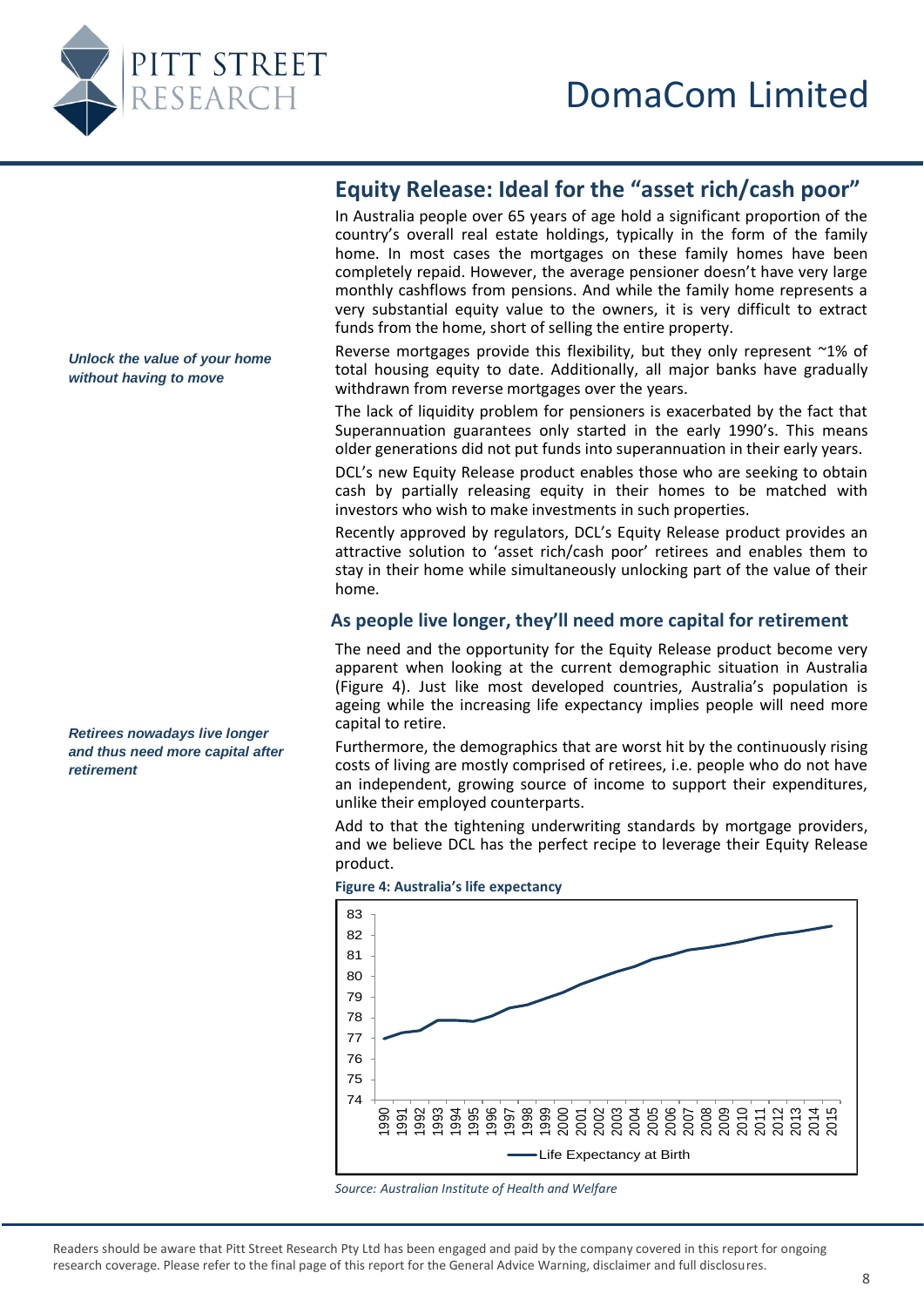## Equity Release: Ideal for the "asset rich/cash poor"

In Australia people over 65 years of age hold a significant proportion of the country's overall real estate holdings, typically in the form of the family home. In most cases the mortgages on these family homes have been completely repaid. However, the average pensioner doesn't have very large monthly cashflows from pensions. And while the family home represents a very substantial equity value to the owners, it is very difficult to extract funds from the home, short of selling the entire property.

*Unlock the value of your home without having to move*

Reverse mortgages provide this flexibility, but they only represent ~1% of total housing equity to date. Additionally, all major banks have gradually withdrawn from reverse mortgages over the years.

The lack of liquidity problem for pensioners is exacerbated by the fact that Superannuation guarantees only started in the early 1990's. This means older generations did not put funds into superannuation in their early years.

DCL's new Equity Release product enables those who are seeking to obtain cash by partially releasing equity in their homes to be matched with investors who wish to make investments in such properties.

Recently approved by regulators, DCL's Equity Release product provides an attractive solution to 'asset rich/cash poor' retirees and enables them to stay in their home while simultaneously unlocking part of the value of their home.

### As people live longer, they'll need more capital for retirement

The need and the opportunity for the Equity Release product become very apparent when looking at the current demographic situation in Australia (Figure 4). Just like most developed countries, Australia's population is ageing while the increasing life expectancy implies people will need more capital to retire.

*Retirees nowadays live longer and thus need more capital after retirement*

Furthermore, the demographics that are worst hit by the continuously rising costs of living are mostly comprised of retirees, i.e. people who do not have an independent, growing source of income to support their expenditures, unlike their employed counterparts.

Add to that the tightening underwriting standards by mortgage providers, and we believe DCL has the perfect recipe to leverage their Equity Release product.

**Figure 4: Australia's life expectancy**

*Source: Australian Institute of Health and Welfare*

Readers should be aware that Pitt Street Research Pty Ltd has been engaged and paid by the company covered in this report for ongoing research coverage. Please refer to the final page of this report for the General Advice Warning, disclaimer and full disclosures.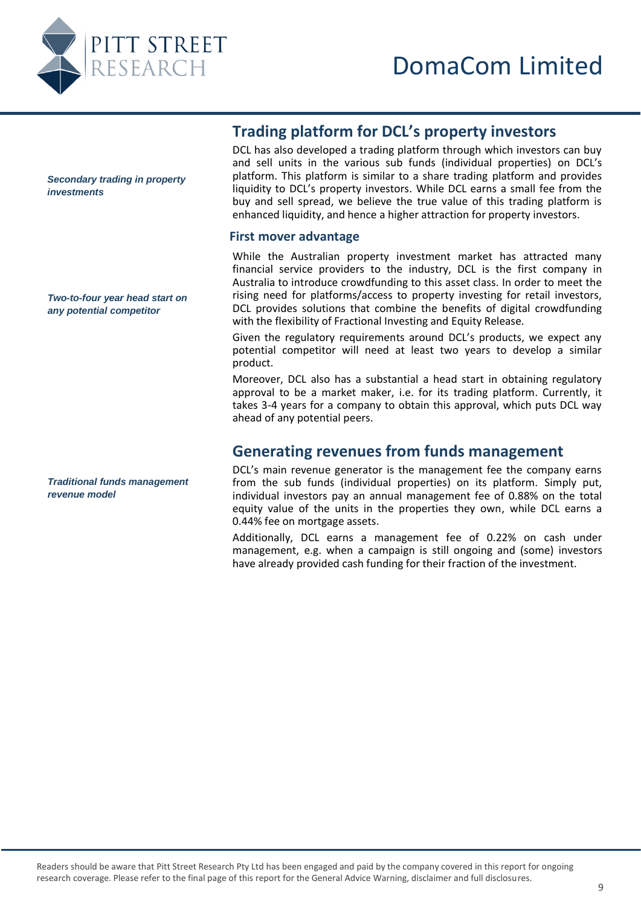## Trading platform for DCL's property investors

*Secondary trading in property investments*

DCL has also developed a trading platform through which investors can buy and sell units in the various sub funds (individual properties) on DCL's platform. This platform is similar to a share trading platform and provides liquidity to DCL's property investors. While DCL earns a small fee from the buy and sell spread, we believe the true value of this trading platform is enhanced liquidity, and hence a higher attraction for property investors.

### First mover advantage

*Two-to-four year head start on any potential competitor*

While the Australian property investment market has attracted many financial service providers to the industry, DCL is the first company in Australia to introduce crowdfunding to this asset class. In order to meet the rising need for platforms/access to property investing for retail investors, DCL provides solutions that combine the benefits of digital crowdfunding with the flexibility of Fractional Investing and Equity Release.

Given the regulatory requirements around DCL's products, we expect any potential competitor will need at least two years to develop a similar product.

Moreover, DCL also has a substantial a head start in obtaining regulatory approval to be a market maker, i.e. for its trading platform. Currently, it takes 3-4 years for a company to obtain this approval, which puts DCL way ahead of any potential peers.

## Generating revenues from funds management

*Traditional funds management revenue model*

DCL's main revenue generator is the management fee the company earns from the sub funds (individual properties) on its platform. Simply put, individual investors pay an annual management fee of 0.88% on the total equity value of the units in the properties they own, while DCL earns a 0.44% fee on mortgage assets.

Additionally, DCL earns a management fee of 0.22% on cash under management, e.g. when a campaign is still ongoing and (some) investors have already provided cash funding for their fraction of the investment.

Readers should be aware that Pitt Street Research Pty Ltd has been engaged and paid by the company covered in this report for ongoing research coverage. Please refer to the final page of this report for the General Advice Warning, disclaimer and full disclosures.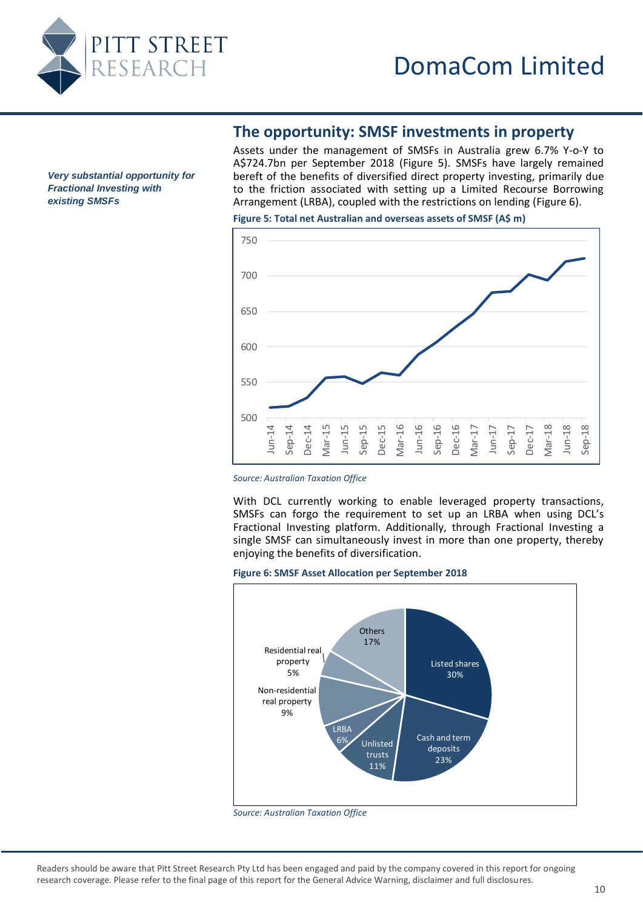## The opportunity: SMSF investments in property

***Very substantial opportunity for Fractional Investing with existing SMSFs***

Assets under the management of SMSFs in Australia grew 6.7% Y-o-Y to A$724.7bn per September 2018 (Figure 5). SMSFs have largely remained bereft of the benefits of diversified direct property investing, primarily due to the friction associated with setting up a Limited Recourse Borrowing Arrangement (LRBA), coupled with the restrictions on lending (Figure 6).

**Figure 5: Total net Australian and overseas assets of SMSF (A$ m)**

*Source: Australian Taxation Office*

With DCL currently working to enable leveraged property transactions, SMSFs can forgo the requirement to set up an LRBA when using DCL's Fractional Investing platform. Additionally, through Fractional Investing a single SMSF can simultaneously invest in more than one property, thereby enjoying the benefits of diversification.

**Figure 6: SMSF Asset Allocation per September 2018**

*Source: Australian Taxation Office*

Readers should be aware that Pitt Street Research Pty Ltd has been engaged and paid by the company covered in this report for ongoing research coverage. Please refer to the final page of this report for the General Advice Warning, disclaimer and full disclosures.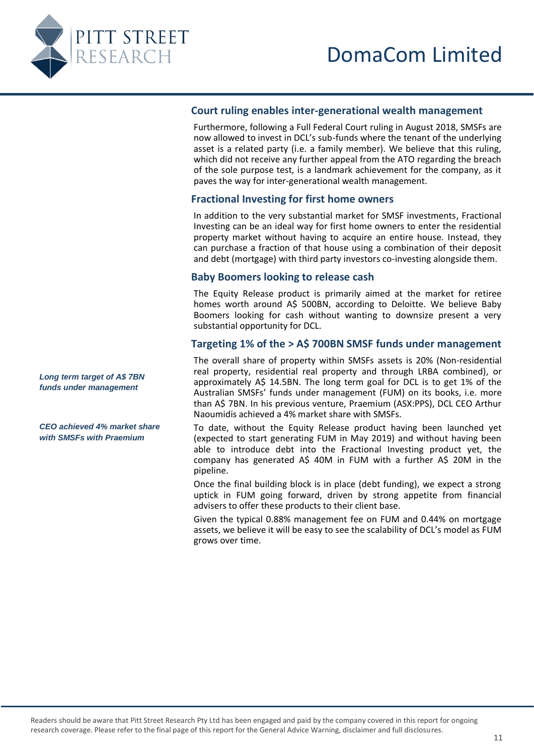## Court ruling enables inter-generational wealth management

Furthermore, following a Full Federal Court ruling in August 2018, SMSFs are now allowed to invest in DCL's sub-funds where the tenant of the underlying asset is a related party (i.e. a family member). We believe that this ruling, which did not receive any further appeal from the ATO regarding the breach of the sole purpose test, is a landmark achievement for the company, as it paves the way for inter-generational wealth management.

## Fractional Investing for first home owners

In addition to the very substantial market for SMSF investments, Fractional Investing can be an ideal way for first home owners to enter the residential property market without having to acquire an entire house. Instead, they can purchase a fraction of that house using a combination of their deposit and debt (mortgage) with third party investors co-investing alongside them.

## Baby Boomers looking to release cash

The Equity Release product is primarily aimed at the market for retiree homes worth around A$ 500BN, according to Deloitte. We believe Baby Boomers looking for cash without wanting to downsize present a very substantial opportunity for DCL.

## Targeting 1% of the > A$ 700BN SMSF funds under management

*Long term target of A$ 7BN funds under management*

*CEO achieved 4% market share with SMSFs with Praemium*

The overall share of property within SMSFs assets is 20% (Non-residential real property, residential real property and through LRBA combined), or approximately A$ 14.5BN. The long term goal for DCL is to get 1% of the Australian SMSFs' funds under management (FUM) on its books, i.e. more than A$ 7BN. In his previous venture, Praemium (ASX:PPS), DCL CEO Arthur Naoumidis achieved a 4% market share with SMSFs.

To date, without the Equity Release product having been launched yet (expected to start generating FUM in May 2019) and without having been able to introduce debt into the Fractional Investing product yet, the company has generated A$ 40M in FUM with a further A$ 20M in the pipeline.

Once the final building block is in place (debt funding), we expect a strong uptick in FUM going forward, driven by strong appetite from financial advisers to offer these products to their client base.

Given the typical 0.88% management fee on FUM and 0.44% on mortgage assets, we believe it will be easy to see the scalability of DCL's model as FUM grows over time.

Readers should be aware that Pitt Street Research Pty Ltd has been engaged and paid by the company covered in this report for ongoing research coverage. Please refer to the final page of this report for the General Advice Warning, disclaimer and full disclosures.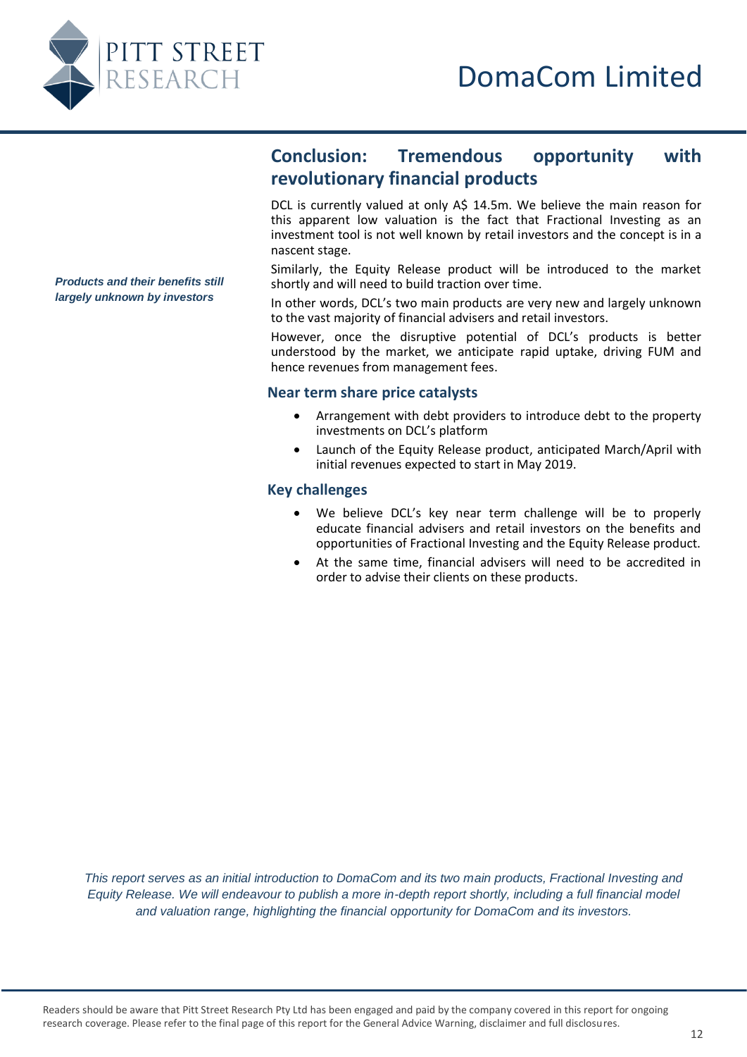## Conclusion: Tremendous opportunity with revolutionary financial products

*Products and their benefits still largely unknown by investors*

DCL is currently valued at only A$ 14.5m. We believe the main reason for this apparent low valuation is the fact that Fractional Investing as an investment tool is not well known by retail investors and the concept is in a nascent stage.

Similarly, the Equity Release product will be introduced to the market shortly and will need to build traction over time.

In other words, DCL's two main products are very new and largely unknown to the vast majority of financial advisers and retail investors.

However, once the disruptive potential of DCL's products is better understood by the market, we anticipate rapid uptake, driving FUM and hence revenues from management fees.

### Near term share price catalysts

- Arrangement with debt providers to introduce debt to the property investments on DCL's platform
- Launch of the Equity Release product, anticipated March/April with initial revenues expected to start in May 2019.

### Key challenges

- We believe DCL's key near term challenge will be to properly educate financial advisers and retail investors on the benefits and opportunities of Fractional Investing and the Equity Release product.
- At the same time, financial advisers will need to be accredited in order to advise their clients on these products.

*This report serves as an initial introduction to DomaCom and its two main products, Fractional Investing and Equity Release. We will endeavour to publish a more in-depth report shortly, including a full financial model and valuation range, highlighting the financial opportunity for DomaCom and its investors.*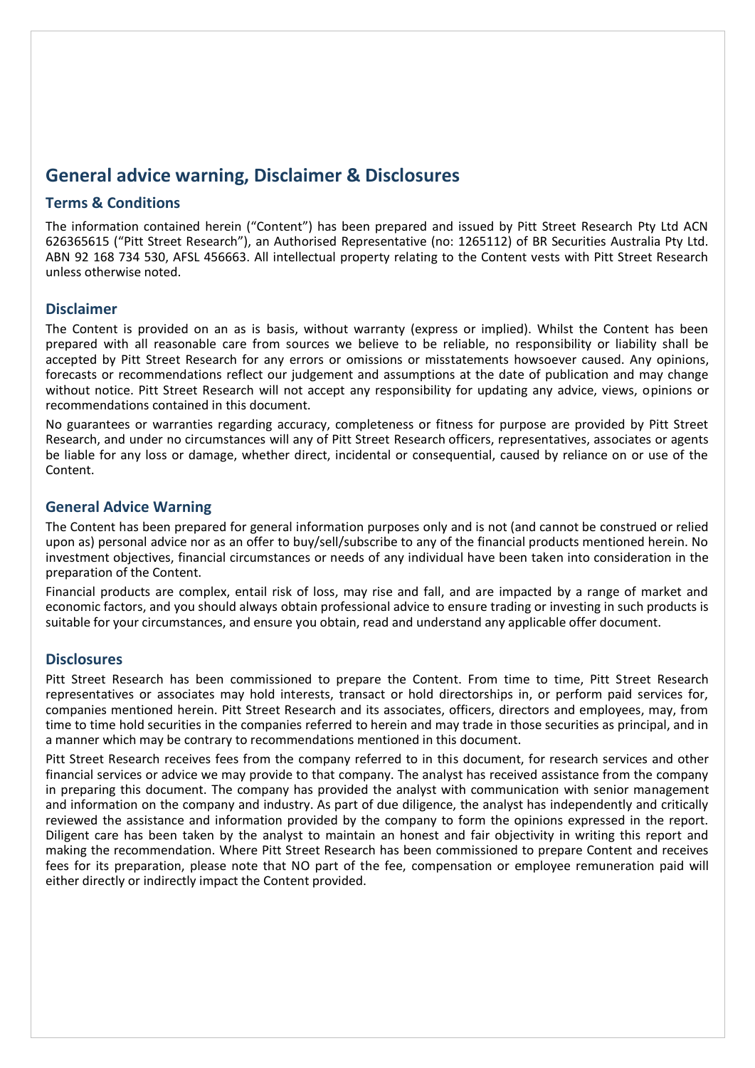## General advice warning, Disclaimer & Disclosures

### Terms & Conditions

The information contained herein ("Content") has been prepared and issued by Pitt Street Research Pty Ltd ACN 626365615 ("Pitt Street Research"), an Authorised Representative (no: 1265112) of BR Securities Australia Pty Ltd. ABN 92 168 734 530, AFSL 456663. All intellectual property relating to the Content vests with Pitt Street Research unless otherwise noted.

### Disclaimer

The Content is provided on an as is basis, without warranty (express or implied). Whilst the Content has been prepared with all reasonable care from sources we believe to be reliable, no responsibility or liability shall be accepted by Pitt Street Research for any errors or omissions or misstatements howsoever caused. Any opinions, forecasts or recommendations reflect our judgement and assumptions at the date of publication and may change without notice. Pitt Street Research will not accept any responsibility for updating any advice, views, opinions or recommendations contained in this document.

No guarantees or warranties regarding accuracy, completeness or fitness for purpose are provided by Pitt Street Research, and under no circumstances will any of Pitt Street Research officers, representatives, associates or agents be liable for any loss or damage, whether direct, incidental or consequential, caused by reliance on or use of the Content.

### General Advice Warning

The Content has been prepared for general information purposes only and is not (and cannot be construed or relied upon as) personal advice nor as an offer to buy/sell/subscribe to any of the financial products mentioned herein. No investment objectives, financial circumstances or needs of any individual have been taken into consideration in the preparation of the Content.

Financial products are complex, entail risk of loss, may rise and fall, and are impacted by a range of market and economic factors, and you should always obtain professional advice to ensure trading or investing in such products is suitable for your circumstances, and ensure you obtain, read and understand any applicable offer document.

### Disclosures

Pitt Street Research has been commissioned to prepare the Content. From time to time, Pitt Street Research representatives or associates may hold interests, transact or hold directorships in, or perform paid services for, companies mentioned herein. Pitt Street Research and its associates, officers, directors and employees, may, from time to time hold securities in the companies referred to herein and may trade in those securities as principal, and in a manner which may be contrary to recommendations mentioned in this document.

Pitt Street Research receives fees from the company referred to in this document, for research services and other financial services or advice we may provide to that company. The analyst has received assistance from the company in preparing this document. The company has provided the analyst with communication with senior management and information on the company and industry. As part of due diligence, the analyst has independently and critically reviewed the assistance and information provided by the company to form the opinions expressed in the report. Diligent care has been taken by the analyst to maintain an honest and fair objectivity in writing this report and making the recommendation. Where Pitt Street Research has been commissioned to prepare Content and receives fees for its preparation, please note that NO part of the fee, compensation or employee remuneration paid will either directly or indirectly impact the Content provided.